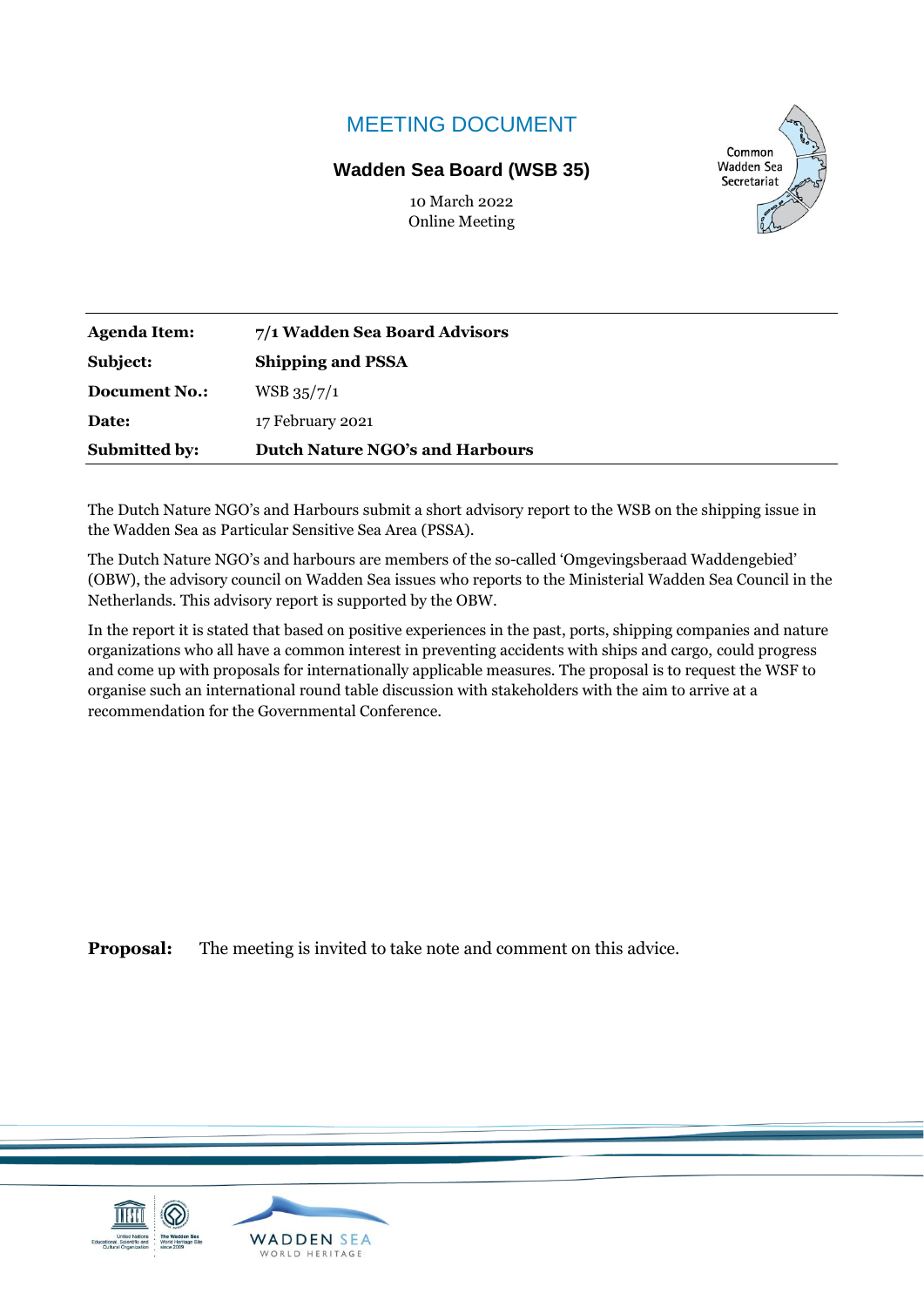# MEETING DOCUMENT

**Wadden Sea Board (WSB 35)**

10 March 2022
Online Meeting

| | |
|---|---|
| **Agenda Item:** | **7/1 Wadden Sea Board Advisors** |
| **Subject:** | **Shipping and PSSA** |
| **Document No.:** | WSB 35/7/1 |
| **Date:** | 17 February 2021 |
| **Submitted by:** | **Dutch Nature NGO's and Harbours** |

The Dutch Nature NGO's and Harbours submit a short advisory report to the WSB on the shipping issue in the Wadden Sea as Particular Sensitive Sea Area (PSSA).

The Dutch Nature NGO's and harbours are members of the so-called 'Omgevingsberaad Waddengebied' (OBW), the advisory council on Wadden Sea issues who reports to the Ministerial Wadden Sea Council in the Netherlands. This advisory report is supported by the OBW.

In the report it is stated that based on positive experiences in the past, ports, shipping companies and nature organizations who all have a common interest in preventing accidents with ships and cargo, could progress and come up with proposals for internationally applicable measures. The proposal is to request the WSF to organise such an international round table discussion with stakeholders with the aim to arrive at a recommendation for the Governmental Conference.

**Proposal:** The meeting is invited to take note and comment on this advice.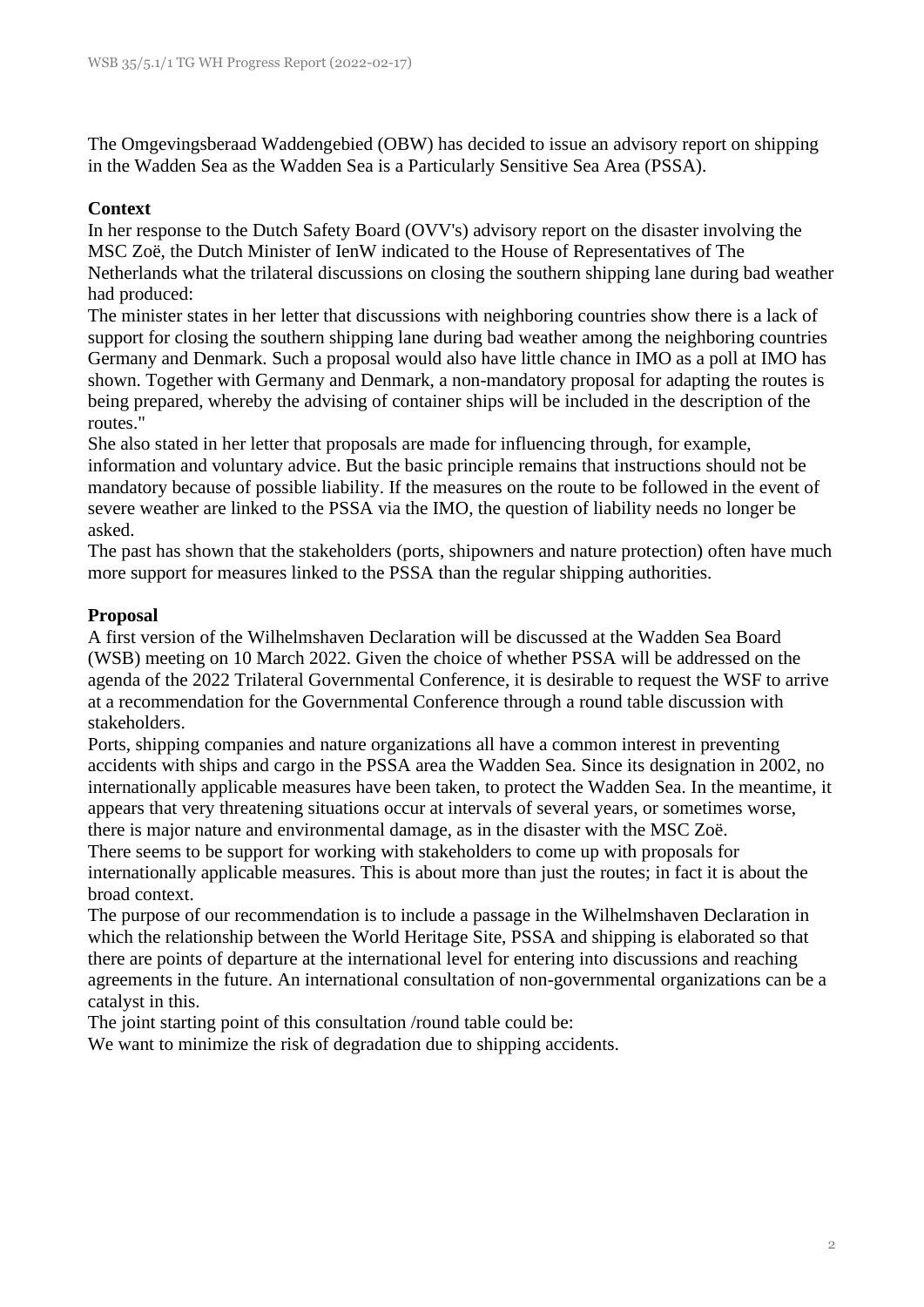The Omgevingsberaad Waddengebied (OBW) has decided to issue an advisory report on shipping in the Wadden Sea as the Wadden Sea is a Particularly Sensitive Sea Area (PSSA).

**Context**

In her response to the Dutch Safety Board (OVV's) advisory report on the disaster involving the MSC Zoë, the Dutch Minister of IenW indicated to the House of Representatives of The Netherlands what the trilateral discussions on closing the southern shipping lane during bad weather had produced:

The minister states in her letter that discussions with neighboring countries show there is a lack of support for closing the southern shipping lane during bad weather among the neighboring countries Germany and Denmark. Such a proposal would also have little chance in IMO as a poll at IMO has shown. Together with Germany and Denmark, a non-mandatory proposal for adapting the routes is being prepared, whereby the advising of container ships will be included in the description of the routes."

She also stated in her letter that proposals are made for influencing through, for example, information and voluntary advice. But the basic principle remains that instructions should not be mandatory because of possible liability. If the measures on the route to be followed in the event of severe weather are linked to the PSSA via the IMO, the question of liability needs no longer be asked.

The past has shown that the stakeholders (ports, shipowners and nature protection) often have much more support for measures linked to the PSSA than the regular shipping authorities.

**Proposal**

A first version of the Wilhelmshaven Declaration will be discussed at the Wadden Sea Board (WSB) meeting on 10 March 2022. Given the choice of whether PSSA will be addressed on the agenda of the 2022 Trilateral Governmental Conference, it is desirable to request the WSF to arrive at a recommendation for the Governmental Conference through a round table discussion with stakeholders.

Ports, shipping companies and nature organizations all have a common interest in preventing accidents with ships and cargo in the PSSA area the Wadden Sea. Since its designation in 2002, no internationally applicable measures have been taken, to protect the Wadden Sea. In the meantime, it appears that very threatening situations occur at intervals of several years, or sometimes worse, there is major nature and environmental damage, as in the disaster with the MSC Zoë.

There seems to be support for working with stakeholders to come up with proposals for internationally applicable measures. This is about more than just the routes; in fact it is about the broad context.

The purpose of our recommendation is to include a passage in the Wilhelmshaven Declaration in which the relationship between the World Heritage Site, PSSA and shipping is elaborated so that there are points of departure at the international level for entering into discussions and reaching agreements in the future. An international consultation of non-governmental organizations can be a catalyst in this.

The joint starting point of this consultation /round table could be:

We want to minimize the risk of degradation due to shipping accidents.